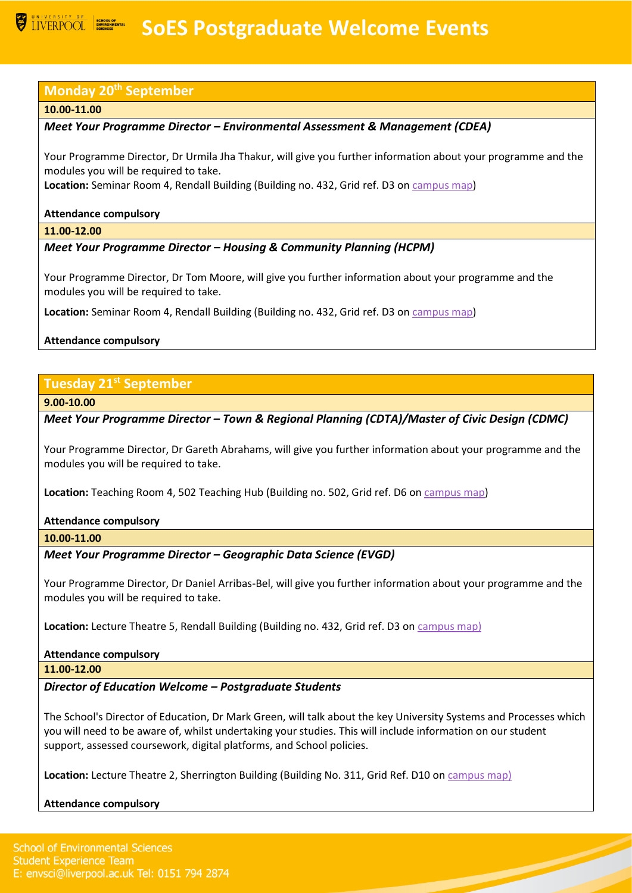# SoES Postgraduate Welcome Events

## Monday 20th September

**10.00-11.00**

***Meet Your Programme Director – Environmental Assessment & Management (CDEA)***

Your Programme Director, Dr Urmila Jha Thakur, will give you further information about your programme and the modules you will be required to take.
**Location:** Seminar Room 4, Rendall Building (Building no. 432, Grid ref. D3 on campus map)

**Attendance compulsory**

**11.00-12.00**

***Meet Your Programme Director – Housing & Community Planning (HCPM)***

Your Programme Director, Dr Tom Moore, will give you further information about your programme and the modules you will be required to take.

**Location:** Seminar Room 4, Rendall Building (Building no. 432, Grid ref. D3 on campus map)

**Attendance compulsory**

## Tuesday 21st September

**9.00-10.00**

***Meet Your Programme Director – Town & Regional Planning (CDTA)/Master of Civic Design (CDMC)***

Your Programme Director, Dr Gareth Abrahams, will give you further information about your programme and the modules you will be required to take.

**Location:** Teaching Room 4, 502 Teaching Hub (Building no. 502, Grid ref. D6 on campus map)

**Attendance compulsory**

**10.00-11.00**

***Meet Your Programme Director – Geographic Data Science (EVGD)***

Your Programme Director, Dr Daniel Arribas-Bel, will give you further information about your programme and the modules you will be required to take.

**Location:** Lecture Theatre 5, Rendall Building (Building no. 432, Grid ref. D3 on campus map)

**Attendance compulsory**

**11.00-12.00**

***Director of Education Welcome – Postgraduate Students***

The School's Director of Education, Dr Mark Green, will talk about the key University Systems and Processes which you will need to be aware of, whilst undertaking your studies. This will include information on our student support, assessed coursework, digital platforms, and School policies.

**Location:** Lecture Theatre 2, Sherrington Building (Building No. 311, Grid Ref. D10 on campus map)

**Attendance compulsory**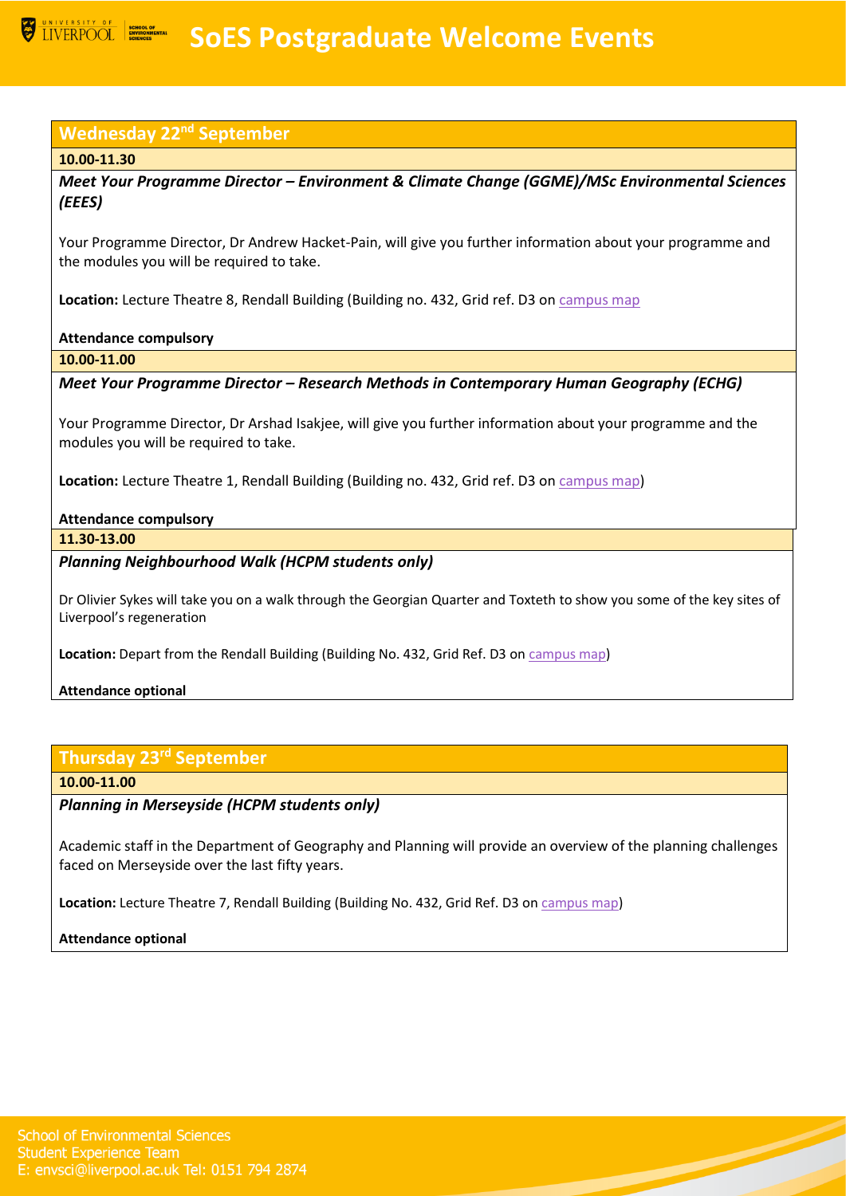# SoES Postgraduate Welcome Events

## Wednesday 22nd September

**10.00-11.30**

***Meet Your Programme Director – Environment & Climate Change (GGME)/MSc Environmental Sciences (EEES)***

Your Programme Director, Dr Andrew Hacket-Pain, will give you further information about your programme and the modules you will be required to take.

**Location:** Lecture Theatre 8, Rendall Building (Building no. 432, Grid ref. D3 on campus map

**Attendance compulsory**

**10.00-11.00**

***Meet Your Programme Director – Research Methods in Contemporary Human Geography (ECHG)***

Your Programme Director, Dr Arshad Isakjee, will give you further information about your programme and the modules you will be required to take.

**Location:** Lecture Theatre 1, Rendall Building (Building no. 432, Grid ref. D3 on campus map)

**Attendance compulsory**

**11.30-13.00**

***Planning Neighbourhood Walk (HCPM students only)***

Dr Olivier Sykes will take you on a walk through the Georgian Quarter and Toxteth to show you some of the key sites of Liverpool's regeneration

**Location:** Depart from the Rendall Building (Building No. 432, Grid Ref. D3 on campus map)

**Attendance optional**

## Thursday 23rd September

**10.00-11.00**

***Planning in Merseyside (HCPM students only)***

Academic staff in the Department of Geography and Planning will provide an overview of the planning challenges faced on Merseyside over the last fifty years.

**Location:** Lecture Theatre 7, Rendall Building (Building No. 432, Grid Ref. D3 on campus map)

**Attendance optional**

School of Environmental Sciences
Student Experience Team
E: envsci@liverpool.ac.uk Tel: 0151 794 2874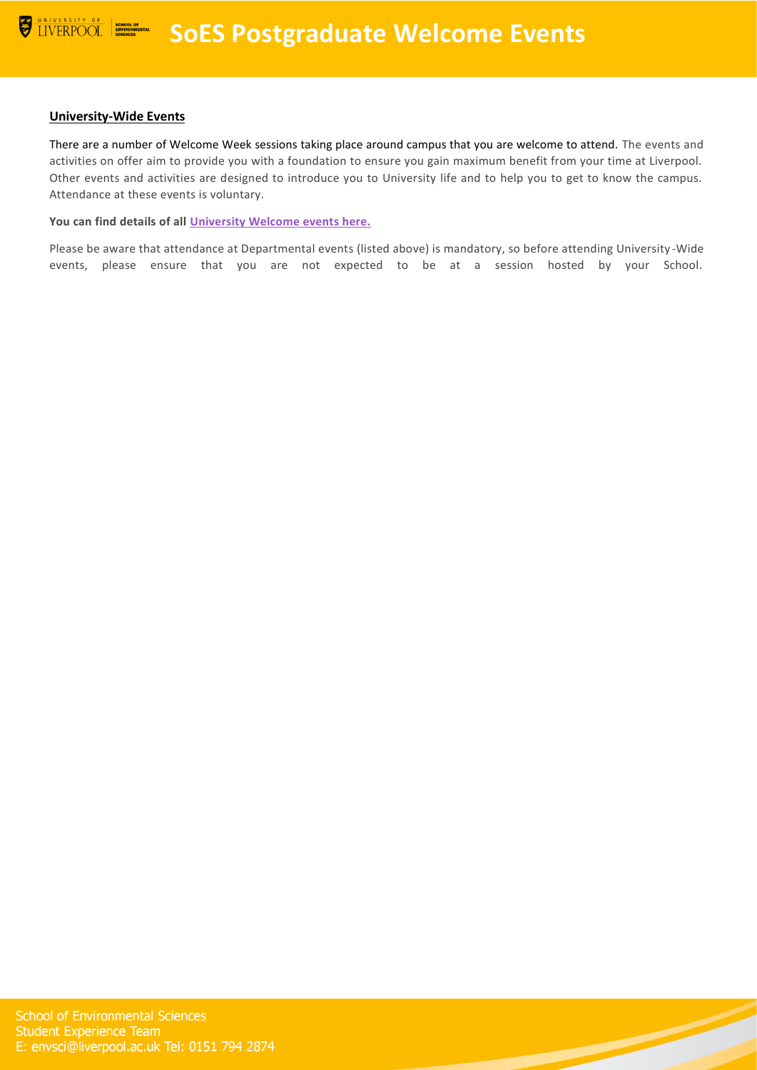## University-Wide Events

There are a number of Welcome Week sessions taking place around campus that you are welcome to attend. The events and activities on offer aim to provide you with a foundation to ensure you gain maximum benefit from your time at Liverpool. Other events and activities are designed to introduce you to University life and to help you to get to know the campus. Attendance at these events is voluntary.

**You can find details of all University Welcome events here.**

Please be aware that attendance at Departmental events (listed above) is mandatory, so before attending University-Wide events, please ensure that you are not expected to be at a session hosted by your School.